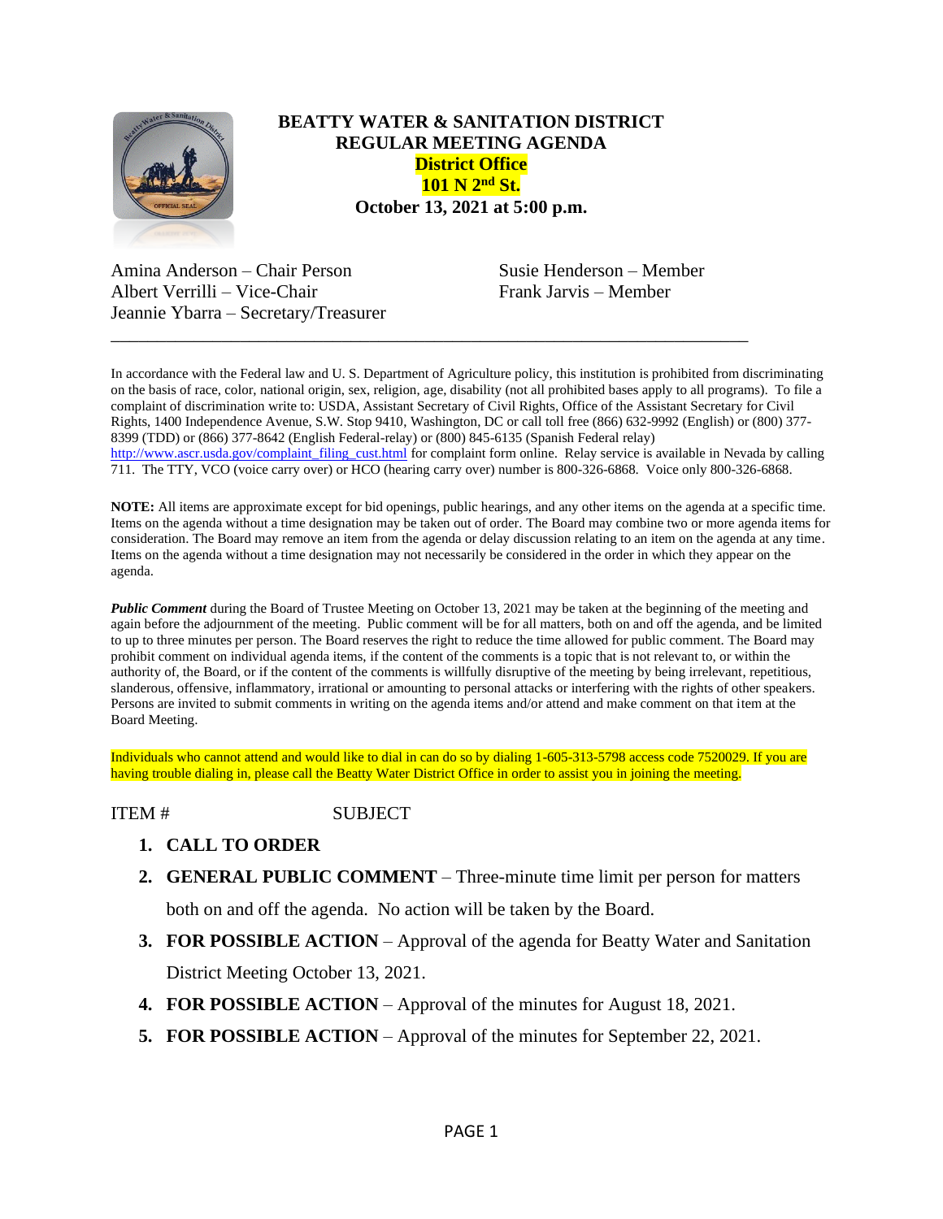# BEATTY WATER & SANITATION DISTRICT
## REGULAR MEETING AGENDA
**District Office**
**101 N 2nd St.**
**October 13, 2021 at 5:00 p.m.**

Amina Anderson – Chair Person
Albert Verrilli – Vice-Chair
Jeannie Ybarra – Secretary/Treasurer
Susie Henderson – Member
Frank Jarvis – Member

---

In accordance with the Federal law and U. S. Department of Agriculture policy, this institution is prohibited from discriminating on the basis of race, color, national origin, sex, religion, age, disability (not all prohibited bases apply to all programs). To file a complaint of discrimination write to: USDA, Assistant Secretary of Civil Rights, Office of the Assistant Secretary for Civil Rights, 1400 Independence Avenue, S.W. Stop 9410, Washington, DC or call toll free (866) 632-9992 (English) or (800) 377-8399 (TDD) or (866) 377-8642 (English Federal-relay) or (800) 845-6135 (Spanish Federal relay) http://www.ascr.usda.gov/complaint_filing_cust.html for complaint form online. Relay service is available in Nevada by calling 711. The TTY, VCO (voice carry over) or HCO (hearing carry over) number is 800-326-6868. Voice only 800-326-6868.

**NOTE:** All items are approximate except for bid openings, public hearings, and any other items on the agenda at a specific time. Items on the agenda without a time designation may be taken out of order. The Board may combine two or more agenda items for consideration. The Board may remove an item from the agenda or delay discussion relating to an item on the agenda at any time. Items on the agenda without a time designation may not necessarily be considered in the order in which they appear on the agenda.

***Public Comment*** during the Board of Trustee Meeting on October 13, 2021 may be taken at the beginning of the meeting and again before the adjournment of the meeting. Public comment will be for all matters, both on and off the agenda, and be limited to up to three minutes per person. The Board reserves the right to reduce the time allowed for public comment. The Board may prohibit comment on individual agenda items, if the content of the comments is a topic that is not relevant to, or within the authority of, the Board, or if the content of the comments is willfully disruptive of the meeting by being irrelevant, repetitious, slanderous, offensive, inflammatory, irrational or amounting to personal attacks or interfering with the rights of other speakers. Persons are invited to submit comments in writing on the agenda items and/or attend and make comment on that item at the Board Meeting.

Individuals who cannot attend and would like to dial in can do so by dialing 1-605-313-5798 access code 7520029. If you are having trouble dialing in, please call the Beatty Water District Office in order to assist you in joining the meeting.

ITEM # SUBJECT

1. **CALL TO ORDER**
2. **GENERAL PUBLIC COMMENT** – Three-minute time limit per person for matters both on and off the agenda. No action will be taken by the Board.
3. **FOR POSSIBLE ACTION** – Approval of the agenda for Beatty Water and Sanitation District Meeting October 13, 2021.
4. **FOR POSSIBLE ACTION** – Approval of the minutes for August 18, 2021.
5. **FOR POSSIBLE ACTION** – Approval of the minutes for September 22, 2021.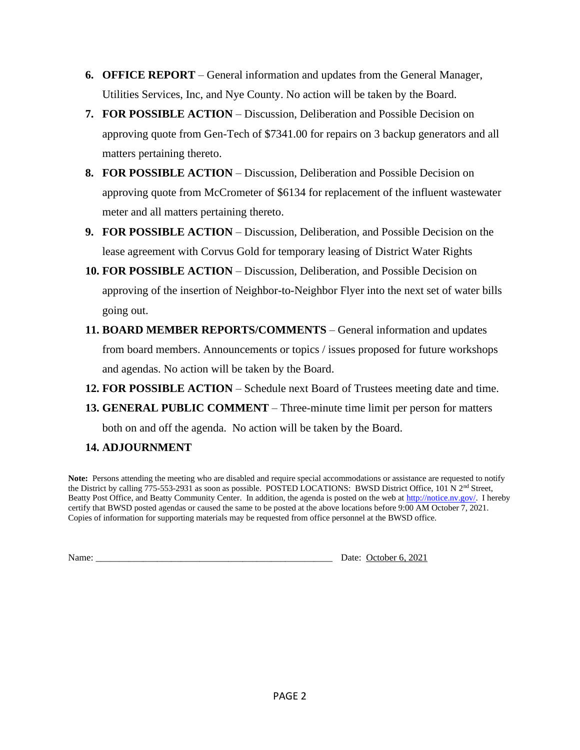6. **OFFICE REPORT** – General information and updates from the General Manager, Utilities Services, Inc, and Nye County. No action will be taken by the Board.
7. **FOR POSSIBLE ACTION** – Discussion, Deliberation and Possible Decision on approving quote from Gen-Tech of $7341.00 for repairs on 3 backup generators and all matters pertaining thereto.
8. **FOR POSSIBLE ACTION** – Discussion, Deliberation and Possible Decision on approving quote from McCrometer of $6134 for replacement of the influent wastewater meter and all matters pertaining thereto.
9. **FOR POSSIBLE ACTION** – Discussion, Deliberation, and Possible Decision on the lease agreement with Corvus Gold for temporary leasing of District Water Rights
10. **FOR POSSIBLE ACTION** – Discussion, Deliberation, and Possible Decision on approving of the insertion of Neighbor-to-Neighbor Flyer into the next set of water bills going out.
11. **BOARD MEMBER REPORTS/COMMENTS** – General information and updates from board members. Announcements or topics / issues proposed for future workshops and agendas. No action will be taken by the Board.
12. **FOR POSSIBLE ACTION** – Schedule next Board of Trustees meeting date and time.
13. **GENERAL PUBLIC COMMENT** – Three-minute time limit per person for matters both on and off the agenda. No action will be taken by the Board.
14. **ADJOURNMENT**

**Note:** Persons attending the meeting who are disabled and require special accommodations or assistance are requested to notify the District by calling 775-553-2931 as soon as possible. POSTED LOCATIONS: BWSD District Office, 101 N 2nd Street, Beatty Post Office, and Beatty Community Center. In addition, the agenda is posted on the web at http://notice.nv.gov/. I hereby certify that BWSD posted agendas or caused the same to be posted at the above locations before 9:00 AM October 7, 2021. Copies of information for supporting materials may be requested from office personnel at the BWSD office.

Name: ____________________________________________________ Date: October 6, 2021